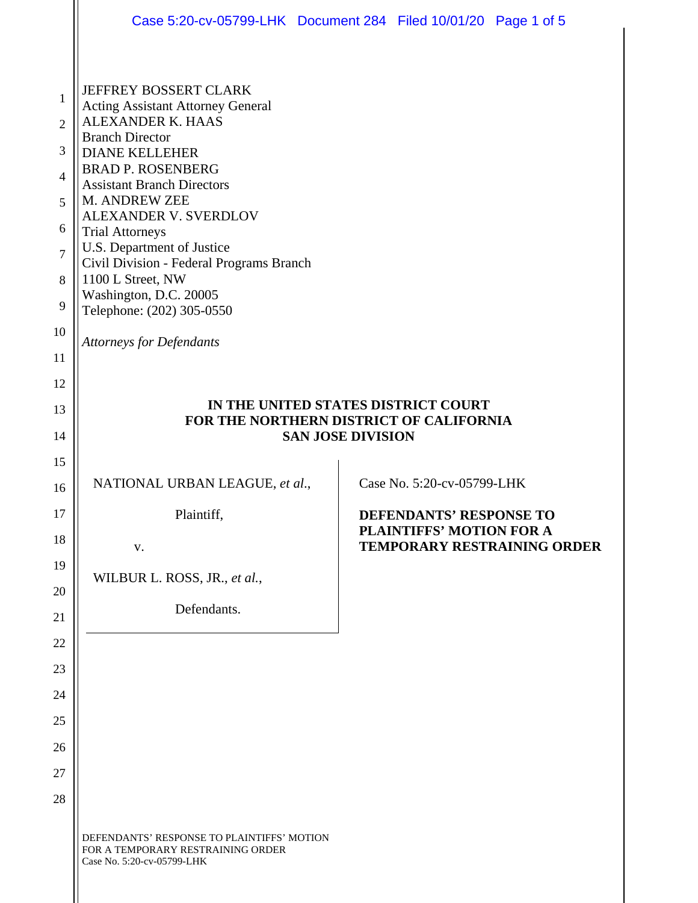JEFFREY BOSSERT CLARK
Acting Assistant Attorney General
ALEXANDER K. HAAS
Branch Director
DIANE KELLEHER
BRAD P. ROSENBERG
Assistant Branch Directors
M. ANDREW ZEE
ALEXANDER V. SVERDLOV
Trial Attorneys
U.S. Department of Justice
Civil Division - Federal Programs Branch
1100 L Street, NW
Washington, D.C. 20005
Telephone: (202) 305-0550

*Attorneys for Defendants*

**IN THE UNITED STATES DISTRICT COURT**
**FOR THE NORTHERN DISTRICT OF CALIFORNIA**
**SAN JOSE DIVISION**

NATIONAL URBAN LEAGUE, *et al.*,

Plaintiff,

v.

WILBUR L. ROSS, JR., *et al.*,

Defendants.

Case No. 5:20-cv-05799-LHK

**DEFENDANTS' RESPONSE TO PLAINTIFFS' MOTION FOR A TEMPORARY RESTRAINING ORDER**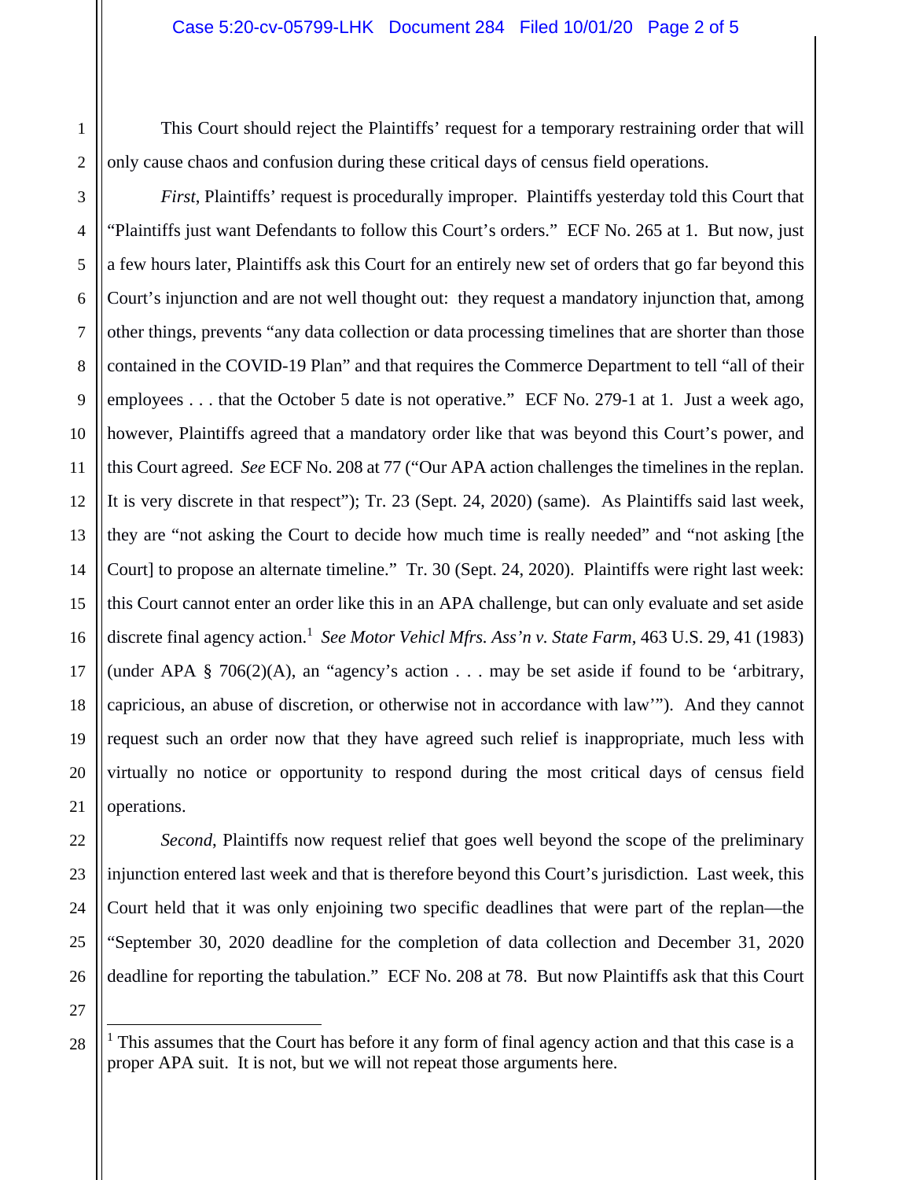This Court should reject the Plaintiffs' request for a temporary restraining order that will only cause chaos and confusion during these critical days of census field operations.

*First*, Plaintiffs' request is procedurally improper. Plaintiffs yesterday told this Court that "Plaintiffs just want Defendants to follow this Court's orders." ECF No. 265 at 1. But now, just a few hours later, Plaintiffs ask this Court for an entirely new set of orders that go far beyond this Court's injunction and are not well thought out: they request a mandatory injunction that, among other things, prevents "any data collection or data processing timelines that are shorter than those contained in the COVID-19 Plan" and that requires the Commerce Department to tell "all of their employees . . . that the October 5 date is not operative." ECF No. 279-1 at 1. Just a week ago, however, Plaintiffs agreed that a mandatory order like that was beyond this Court's power, and this Court agreed. *See* ECF No. 208 at 77 ("Our APA action challenges the timelines in the replan. It is very discrete in that respect"); Tr. 23 (Sept. 24, 2020) (same). As Plaintiffs said last week, they are "not asking the Court to decide how much time is really needed" and "not asking [the Court] to propose an alternate timeline." Tr. 30 (Sept. 24, 2020). Plaintiffs were right last week: this Court cannot enter an order like this in an APA challenge, but can only evaluate and set aside discrete final agency action.[1] *See Motor Vehicl Mfrs. Ass'n v. State Farm*, 463 U.S. 29, 41 (1983) (under APA § 706(2)(A), an "agency's action . . . may be set aside if found to be 'arbitrary, capricious, an abuse of discretion, or otherwise not in accordance with law'"). And they cannot request such an order now that they have agreed such relief is inappropriate, much less with virtually no notice or opportunity to respond during the most critical days of census field operations.

*Second*, Plaintiffs now request relief that goes well beyond the scope of the preliminary injunction entered last week and that is therefore beyond this Court's jurisdiction. Last week, this Court held that it was only enjoining two specific deadlines that were part of the replan—the "September 30, 2020 deadline for the completion of data collection and December 31, 2020 deadline for reporting the tabulation." ECF No. 208 at 78. But now Plaintiffs ask that this Court

[1] This assumes that the Court has before it any form of final agency action and that this case is a proper APA suit. It is not, but we will not repeat those arguments here.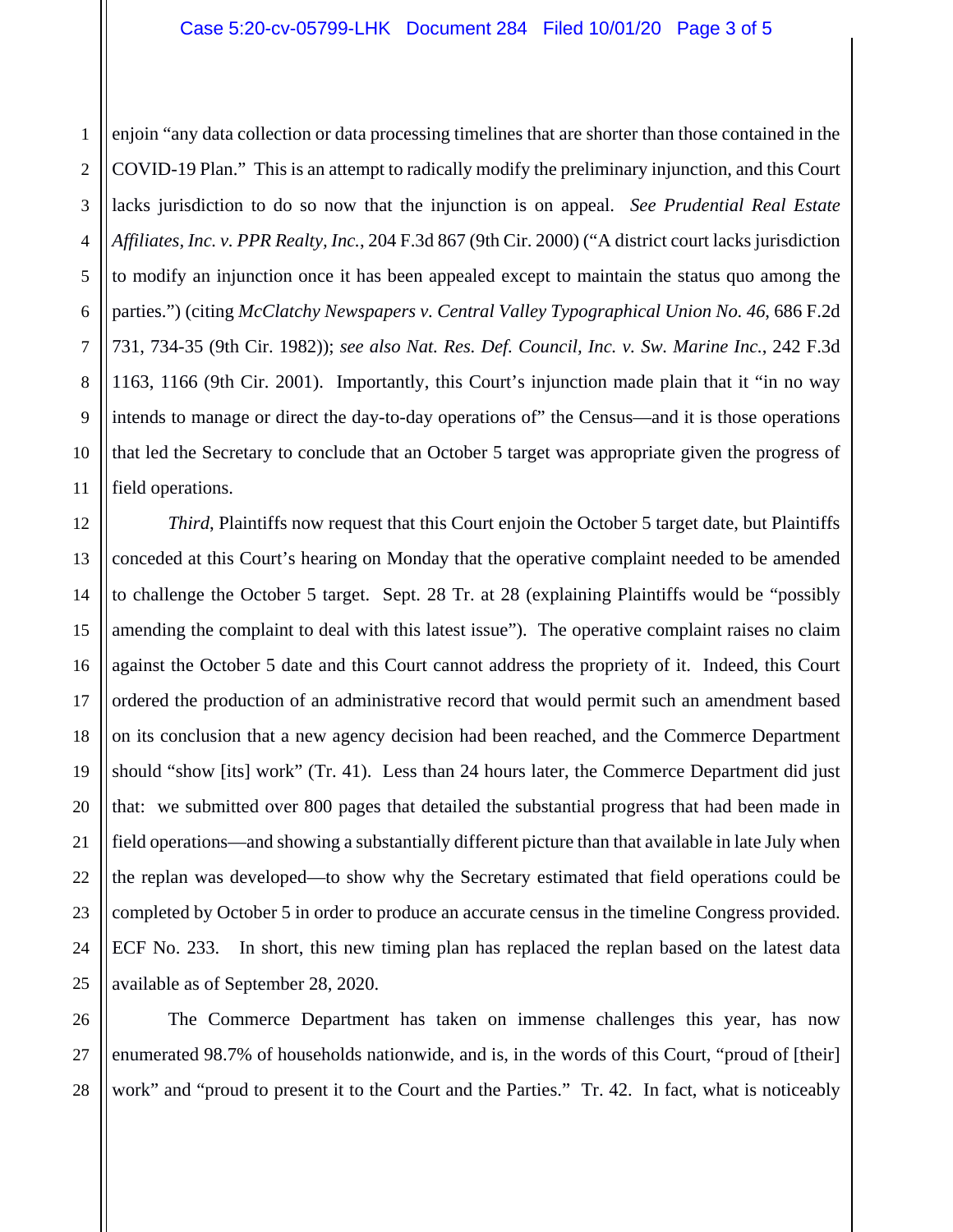enjoin "any data collection or data processing timelines that are shorter than those contained in the COVID-19 Plan." This is an attempt to radically modify the preliminary injunction, and this Court lacks jurisdiction to do so now that the injunction is on appeal. *See Prudential Real Estate Affiliates, Inc. v. PPR Realty, Inc.*, 204 F.3d 867 (9th Cir. 2000) ("A district court lacks jurisdiction to modify an injunction once it has been appealed except to maintain the status quo among the parties.") (citing *McClatchy Newspapers v. Central Valley Typographical Union No. 46*, 686 F.2d 731, 734-35 (9th Cir. 1982)); *see also Nat. Res. Def. Council, Inc. v. Sw. Marine Inc.*, 242 F.3d 1163, 1166 (9th Cir. 2001). Importantly, this Court's injunction made plain that it "in no way intends to manage or direct the day-to-day operations of" the Census—and it is those operations that led the Secretary to conclude that an October 5 target was appropriate given the progress of field operations.

*Third*, Plaintiffs now request that this Court enjoin the October 5 target date, but Plaintiffs conceded at this Court's hearing on Monday that the operative complaint needed to be amended to challenge the October 5 target. Sept. 28 Tr. at 28 (explaining Plaintiffs would be "possibly amending the complaint to deal with this latest issue"). The operative complaint raises no claim against the October 5 date and this Court cannot address the propriety of it. Indeed, this Court ordered the production of an administrative record that would permit such an amendment based on its conclusion that a new agency decision had been reached, and the Commerce Department should "show [its] work" (Tr. 41). Less than 24 hours later, the Commerce Department did just that: we submitted over 800 pages that detailed the substantial progress that had been made in field operations—and showing a substantially different picture than that available in late July when the replan was developed—to show why the Secretary estimated that field operations could be completed by October 5 in order to produce an accurate census in the timeline Congress provided. ECF No. 233. In short, this new timing plan has replaced the replan based on the latest data available as of September 28, 2020.

The Commerce Department has taken on immense challenges this year, has now enumerated 98.7% of households nationwide, and is, in the words of this Court, "proud of [their] work" and "proud to present it to the Court and the Parties." Tr. 42. In fact, what is noticeably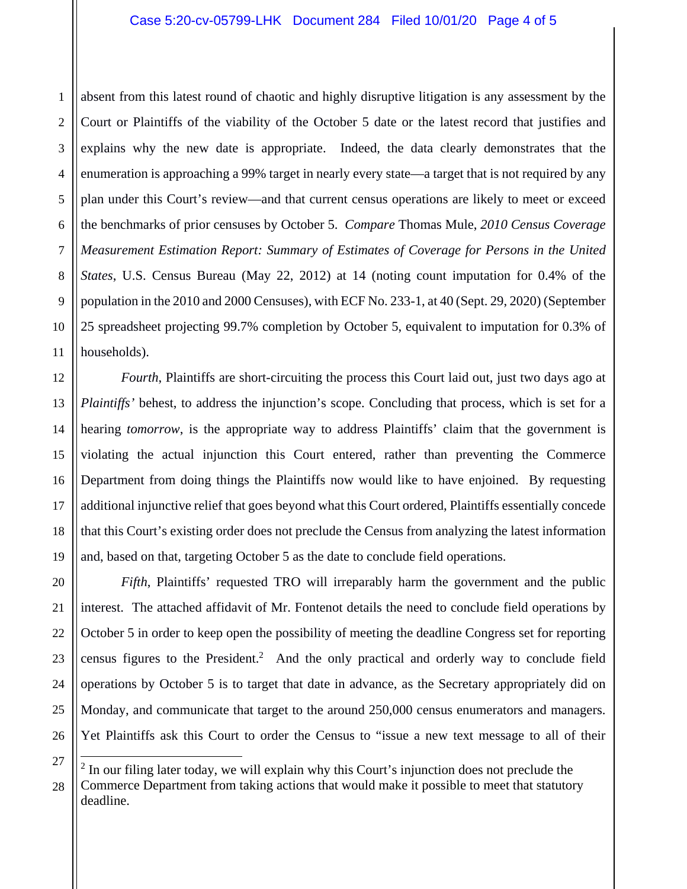absent from this latest round of chaotic and highly disruptive litigation is any assessment by the Court or Plaintiffs of the viability of the October 5 date or the latest record that justifies and explains why the new date is appropriate. Indeed, the data clearly demonstrates that the enumeration is approaching a 99% target in nearly every state—a target that is not required by any plan under this Court's review—and that current census operations are likely to meet or exceed the benchmarks of prior censuses by October 5. *Compare* Thomas Mule, *2010 Census Coverage Measurement Estimation Report: Summary of Estimates of Coverage for Persons in the United States*, U.S. Census Bureau (May 22, 2012) at 14 (noting count imputation for 0.4% of the population in the 2010 and 2000 Censuses), with ECF No. 233-1, at 40 (Sept. 29, 2020) (September 25 spreadsheet projecting 99.7% completion by October 5, equivalent to imputation for 0.3% of households).

*Fourth*, Plaintiffs are short-circuiting the process this Court laid out, just two days ago at *Plaintiffs'* behest, to address the injunction's scope. Concluding that process, which is set for a hearing *tomorrow*, is the appropriate way to address Plaintiffs' claim that the government is violating the actual injunction this Court entered, rather than preventing the Commerce Department from doing things the Plaintiffs now would like to have enjoined. By requesting additional injunctive relief that goes beyond what this Court ordered, Plaintiffs essentially concede that this Court's existing order does not preclude the Census from analyzing the latest information and, based on that, targeting October 5 as the date to conclude field operations.

*Fifth*, Plaintiffs' requested TRO will irreparably harm the government and the public interest. The attached affidavit of Mr. Fontenot details the need to conclude field operations by October 5 in order to keep open the possibility of meeting the deadline Congress set for reporting census figures to the President.[2] And the only practical and orderly way to conclude field operations by October 5 is to target that date in advance, as the Secretary appropriately did on Monday, and communicate that target to the around 250,000 census enumerators and managers. Yet Plaintiffs ask this Court to order the Census to "issue a new text message to all of their

---

[2] In our filing later today, we will explain why this Court's injunction does not preclude the Commerce Department from taking actions that would make it possible to meet that statutory deadline.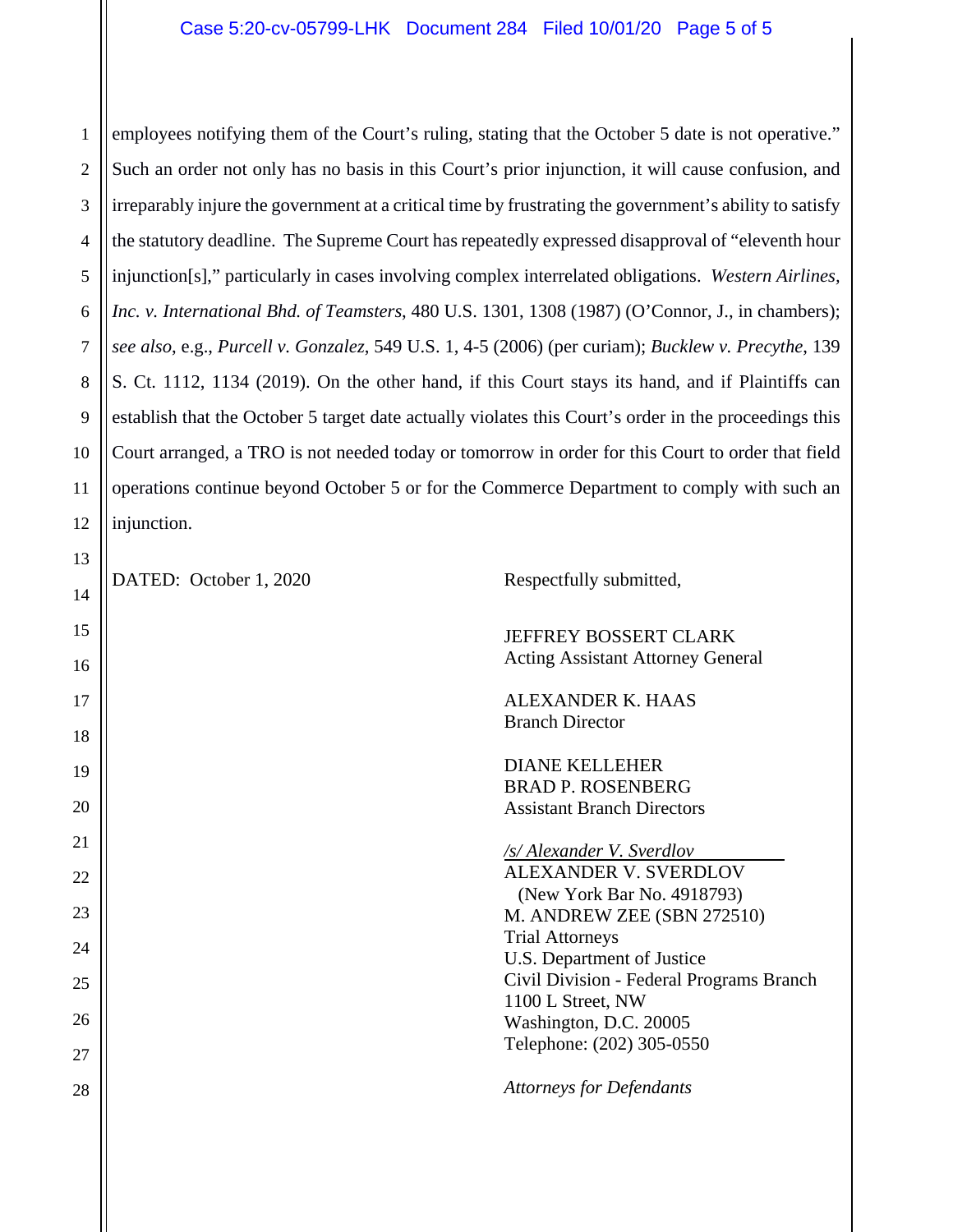employees notifying them of the Court's ruling, stating that the October 5 date is not operative." Such an order not only has no basis in this Court's prior injunction, it will cause confusion, and irreparably injure the government at a critical time by frustrating the government's ability to satisfy the statutory deadline. The Supreme Court has repeatedly expressed disapproval of "eleventh hour injunction[s]," particularly in cases involving complex interrelated obligations. *Western Airlines, Inc. v. International Bhd. of Teamsters*, 480 U.S. 1301, 1308 (1987) (O'Connor, J., in chambers); *see also*, e.g., *Purcell v. Gonzalez*, 549 U.S. 1, 4-5 (2006) (per curiam); *Bucklew v. Precythe*, 139 S. Ct. 1112, 1134 (2019). On the other hand, if this Court stays its hand, and if Plaintiffs can establish that the October 5 target date actually violates this Court's order in the proceedings this Court arranged, a TRO is not needed today or tomorrow in order for this Court to order that field operations continue beyond October 5 or for the Commerce Department to comply with such an injunction.

DATED: October 1, 2020

Respectfully submitted,

JEFFREY BOSSERT CLARK
Acting Assistant Attorney General

ALEXANDER K. HAAS
Branch Director

DIANE KELLEHER
BRAD P. ROSENBERG
Assistant Branch Directors

*/s/ Alexander V. Sverdlov*
ALEXANDER V. SVERDLOV
(New York Bar No. 4918793)
M. ANDREW ZEE (SBN 272510)
Trial Attorneys
U.S. Department of Justice
Civil Division - Federal Programs Branch
1100 L Street, NW
Washington, D.C. 20005
Telephone: (202) 305-0550

*Attorneys for Defendants*